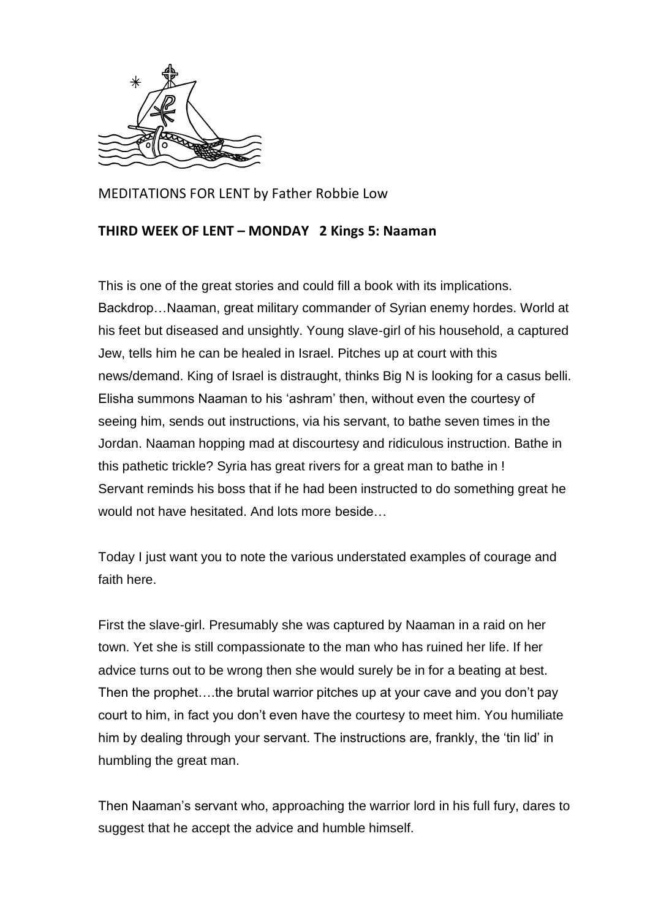MEDITATIONS FOR LENT by Father Robbie Low

**THIRD WEEK OF LENT – MONDAY 2 Kings 5: Naaman**

This is one of the great stories and could fill a book with its implications. Backdrop…Naaman, great military commander of Syrian enemy hordes. World at his feet but diseased and unsightly. Young slave-girl of his household, a captured Jew, tells him he can be healed in Israel. Pitches up at court with this news/demand. King of Israel is distraught, thinks Big N is looking for a casus belli. Elisha summons Naaman to his 'ashram' then, without even the courtesy of seeing him, sends out instructions, via his servant, to bathe seven times in the Jordan. Naaman hopping mad at discourtesy and ridiculous instruction. Bathe in this pathetic trickle? Syria has great rivers for a great man to bathe in ! Servant reminds his boss that if he had been instructed to do something great he would not have hesitated. And lots more beside…

Today I just want you to note the various understated examples of courage and faith here.

First the slave-girl. Presumably she was captured by Naaman in a raid on her town. Yet she is still compassionate to the man who has ruined her life. If her advice turns out to be wrong then she would surely be in for a beating at best. Then the prophet….the brutal warrior pitches up at your cave and you don't pay court to him, in fact you don't even have the courtesy to meet him. You humiliate him by dealing through your servant. The instructions are, frankly, the 'tin lid' in humbling the great man.

Then Naaman's servant who, approaching the warrior lord in his full fury, dares to suggest that he accept the advice and humble himself.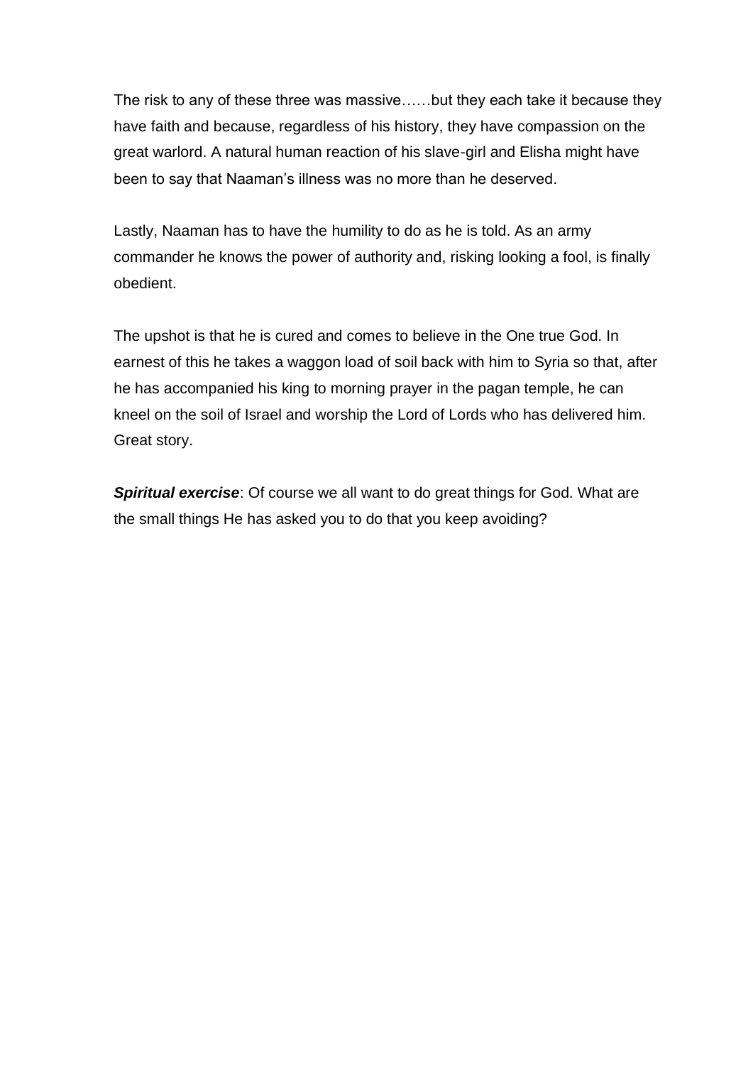The risk to any of these three was massive……but they each take it because they have faith and because, regardless of his history, they have compassion on the great warlord. A natural human reaction of his slave-girl and Elisha might have been to say that Naaman's illness was no more than he deserved.

Lastly, Naaman has to have the humility to do as he is told. As an army commander he knows the power of authority and, risking looking a fool, is finally obedient.

The upshot is that he is cured and comes to believe in the One true God. In earnest of this he takes a waggon load of soil back with him to Syria so that, after he has accompanied his king to morning prayer in the pagan temple, he can kneel on the soil of Israel and worship the Lord of Lords who has delivered him. Great story.

***Spiritual exercise***: Of course we all want to do great things for God. What are the small things He has asked you to do that you keep avoiding?